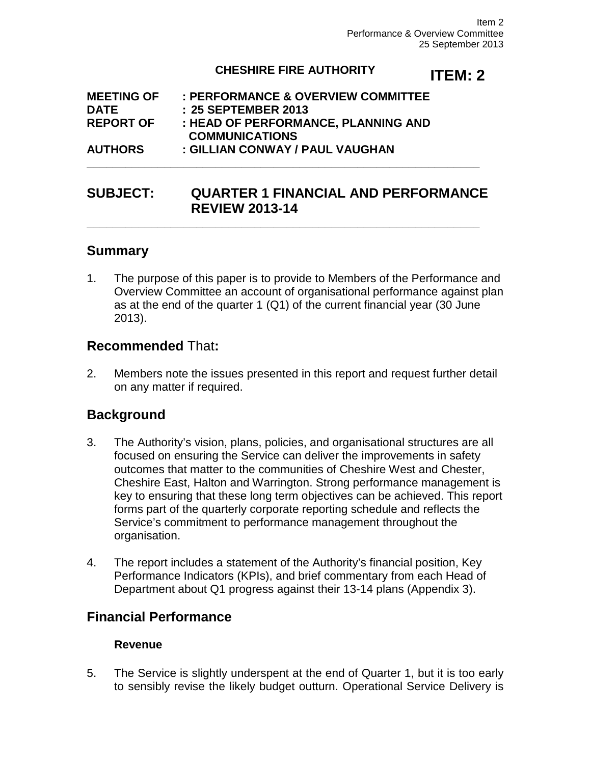Item 2
Performance & Overview Committee
25 September 2013

**CHESHIRE FIRE AUTHORITY**

**ITEM: 2**

**MEETING OF : PERFORMANCE & OVERVIEW COMMITTEE**
**DATE : 25 SEPTEMBER 2013**
**REPORT OF : HEAD OF PERFORMANCE, PLANNING AND COMMUNICATIONS**
**AUTHORS : GILLIAN CONWAY / PAUL VAUGHAN**

---

## SUBJECT: QUARTER 1 FINANCIAL AND PERFORMANCE REVIEW 2013-14

---

## Summary

1. The purpose of this paper is to provide to Members of the Performance and Overview Committee an account of organisational performance against plan as at the end of the quarter 1 (Q1) of the current financial year (30 June 2013).

## **Recommended** That**:**

2. Members note the issues presented in this report and request further detail on any matter if required.

## Background

3. The Authority's vision, plans, policies, and organisational structures are all focused on ensuring the Service can deliver the improvements in safety outcomes that matter to the communities of Cheshire West and Chester, Cheshire East, Halton and Warrington. Strong performance management is key to ensuring that these long term objectives can be achieved. This report forms part of the quarterly corporate reporting schedule and reflects the Service's commitment to performance management throughout the organisation.

4. The report includes a statement of the Authority's financial position, Key Performance Indicators (KPIs), and brief commentary from each Head of Department about Q1 progress against their 13-14 plans (Appendix 3).

## Financial Performance

### Revenue

5. The Service is slightly underspent at the end of Quarter 1, but it is too early to sensibly revise the likely budget outturn. Operational Service Delivery is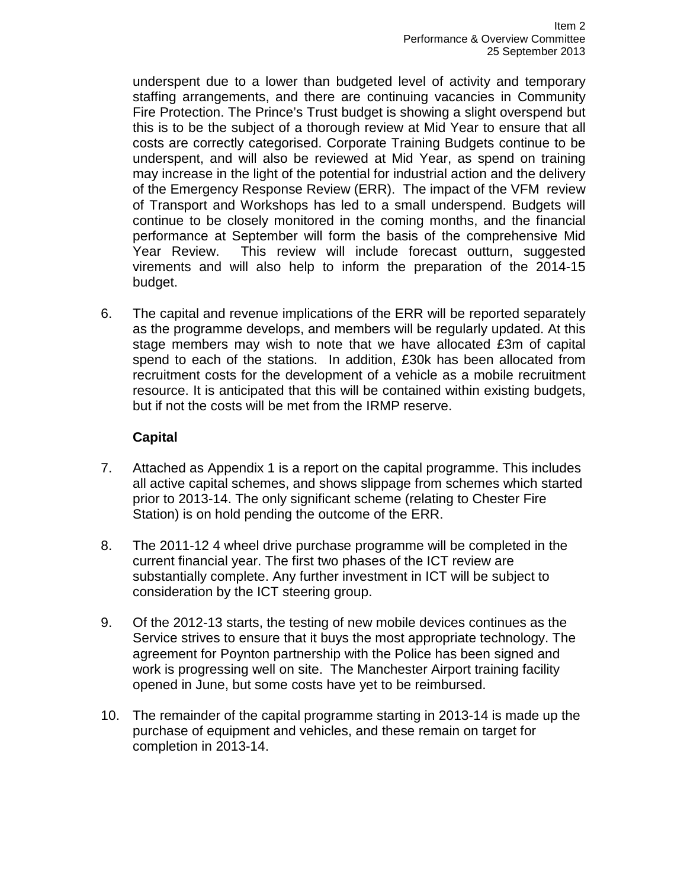underspent due to a lower than budgeted level of activity and temporary staffing arrangements, and there are continuing vacancies in Community Fire Protection. The Prince's Trust budget is showing a slight overspend but this is to be the subject of a thorough review at Mid Year to ensure that all costs are correctly categorised. Corporate Training Budgets continue to be underspent, and will also be reviewed at Mid Year, as spend on training may increase in the light of the potential for industrial action and the delivery of the Emergency Response Review (ERR). The impact of the VFM review of Transport and Workshops has led to a small underspend. Budgets will continue to be closely monitored in the coming months, and the financial performance at September will form the basis of the comprehensive Mid Year Review. This review will include forecast outturn, suggested virements and will also help to inform the preparation of the 2014-15 budget.

6. The capital and revenue implications of the ERR will be reported separately as the programme develops, and members will be regularly updated. At this stage members may wish to note that we have allocated £3m of capital spend to each of the stations. In addition, £30k has been allocated from recruitment costs for the development of a vehicle as a mobile recruitment resource. It is anticipated that this will be contained within existing budgets, but if not the costs will be met from the IRMP reserve.

**Capital**

7. Attached as Appendix 1 is a report on the capital programme. This includes all active capital schemes, and shows slippage from schemes which started prior to 2013-14. The only significant scheme (relating to Chester Fire Station) is on hold pending the outcome of the ERR.

8. The 2011-12 4 wheel drive purchase programme will be completed in the current financial year. The first two phases of the ICT review are substantially complete. Any further investment in ICT will be subject to consideration by the ICT steering group.

9. Of the 2012-13 starts, the testing of new mobile devices continues as the Service strives to ensure that it buys the most appropriate technology. The agreement for Poynton partnership with the Police has been signed and work is progressing well on site. The Manchester Airport training facility opened in June, but some costs have yet to be reimbursed.

10. The remainder of the capital programme starting in 2013-14 is made up the purchase of equipment and vehicles, and these remain on target for completion in 2013-14.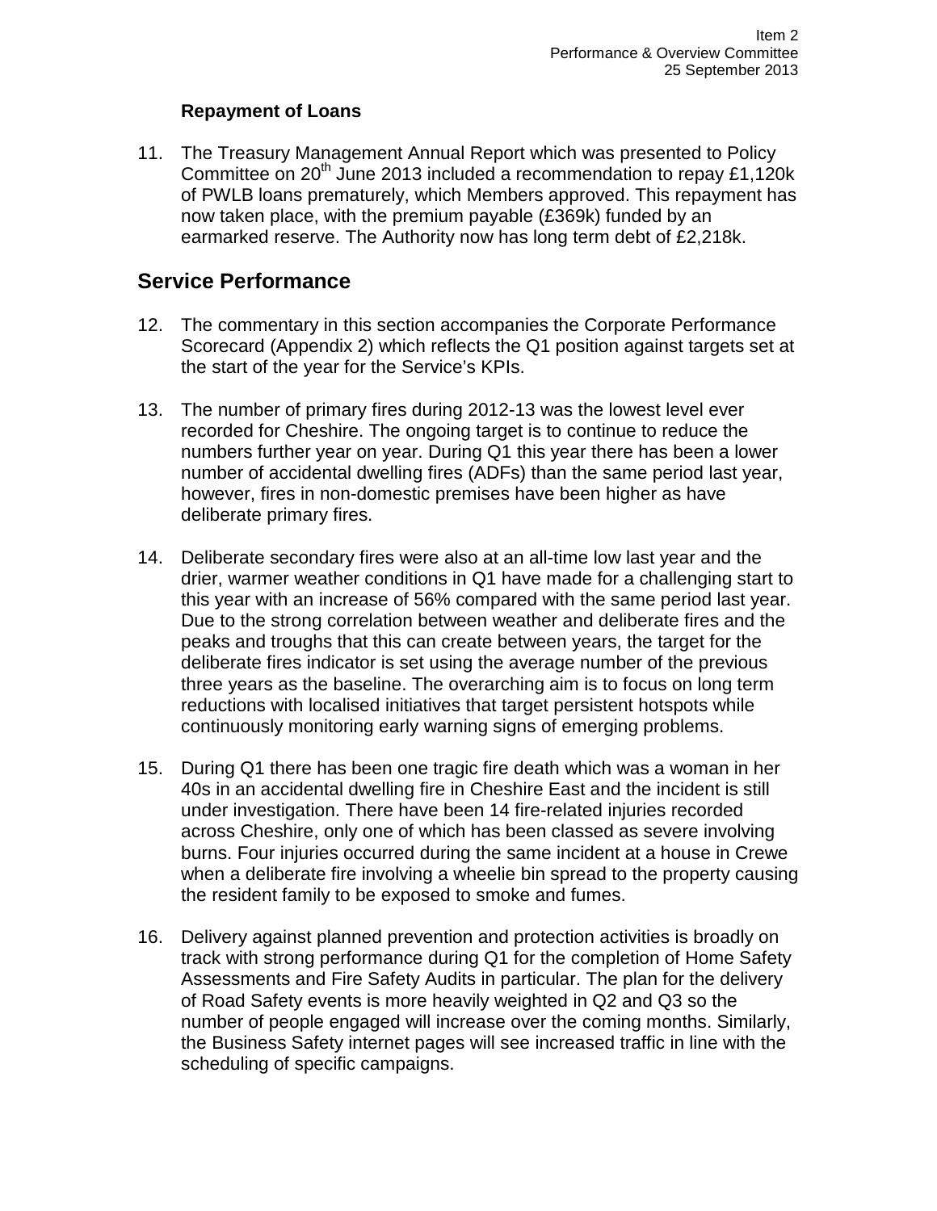### Repayment of Loans

11. The Treasury Management Annual Report which was presented to Policy Committee on 20th June 2013 included a recommendation to repay £1,120k of PWLB loans prematurely, which Members approved. This repayment has now taken place, with the premium payable (£369k) funded by an earmarked reserve. The Authority now has long term debt of £2,218k.

## Service Performance

12. The commentary in this section accompanies the Corporate Performance Scorecard (Appendix 2) which reflects the Q1 position against targets set at the start of the year for the Service's KPIs.

13. The number of primary fires during 2012-13 was the lowest level ever recorded for Cheshire. The ongoing target is to continue to reduce the numbers further year on year. During Q1 this year there has been a lower number of accidental dwelling fires (ADFs) than the same period last year, however, fires in non-domestic premises have been higher as have deliberate primary fires.

14. Deliberate secondary fires were also at an all-time low last year and the drier, warmer weather conditions in Q1 have made for a challenging start to this year with an increase of 56% compared with the same period last year. Due to the strong correlation between weather and deliberate fires and the peaks and troughs that this can create between years, the target for the deliberate fires indicator is set using the average number of the previous three years as the baseline. The overarching aim is to focus on long term reductions with localised initiatives that target persistent hotspots while continuously monitoring early warning signs of emerging problems.

15. During Q1 there has been one tragic fire death which was a woman in her 40s in an accidental dwelling fire in Cheshire East and the incident is still under investigation. There have been 14 fire-related injuries recorded across Cheshire, only one of which has been classed as severe involving burns. Four injuries occurred during the same incident at a house in Crewe when a deliberate fire involving a wheelie bin spread to the property causing the resident family to be exposed to smoke and fumes.

16. Delivery against planned prevention and protection activities is broadly on track with strong performance during Q1 for the completion of Home Safety Assessments and Fire Safety Audits in particular. The plan for the delivery of Road Safety events is more heavily weighted in Q2 and Q3 so the number of people engaged will increase over the coming months. Similarly, the Business Safety internet pages will see increased traffic in line with the scheduling of specific campaigns.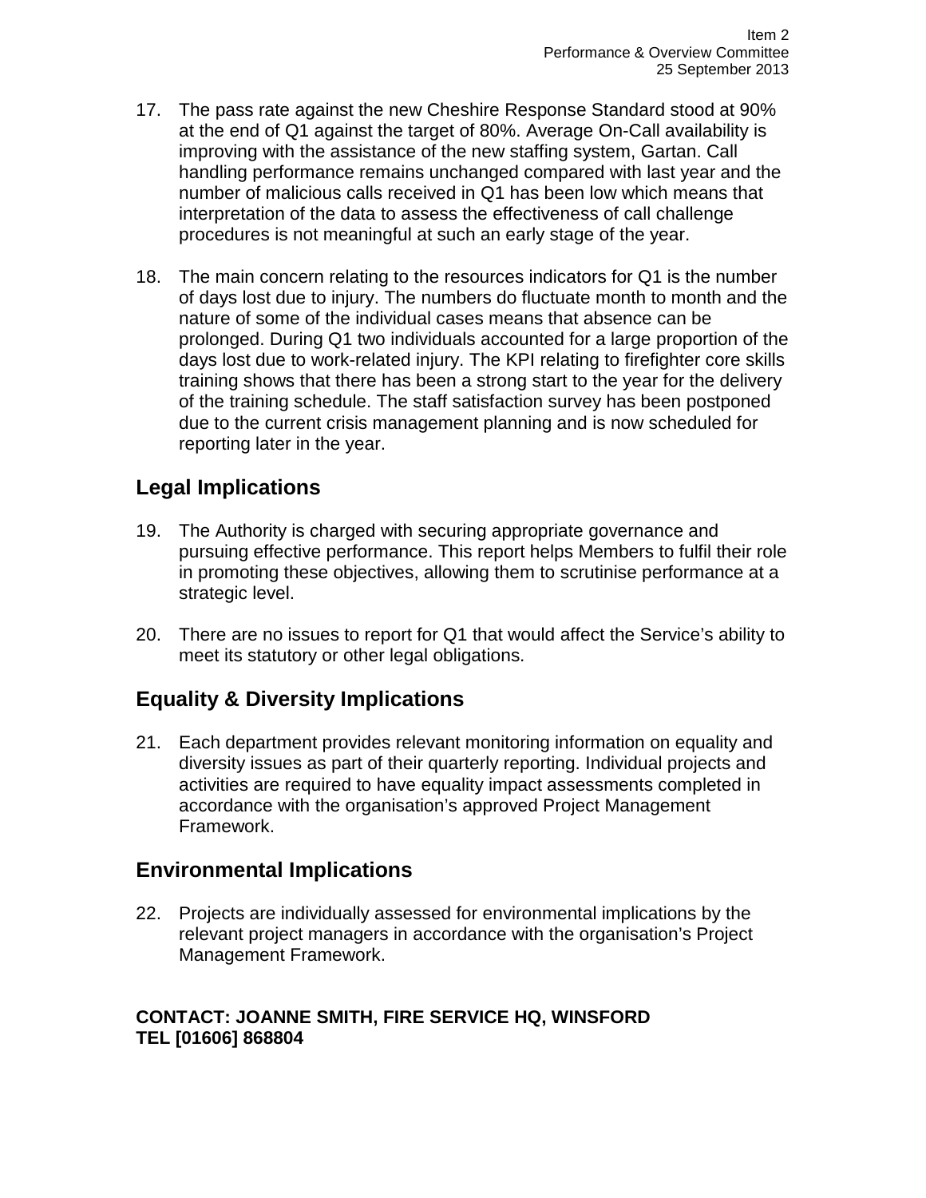17. The pass rate against the new Cheshire Response Standard stood at 90% at the end of Q1 against the target of 80%. Average On-Call availability is improving with the assistance of the new staffing system, Gartan. Call handling performance remains unchanged compared with last year and the number of malicious calls received in Q1 has been low which means that interpretation of the data to assess the effectiveness of call challenge procedures is not meaningful at such an early stage of the year.

18. The main concern relating to the resources indicators for Q1 is the number of days lost due to injury. The numbers do fluctuate month to month and the nature of some of the individual cases means that absence can be prolonged. During Q1 two individuals accounted for a large proportion of the days lost due to work-related injury. The KPI relating to firefighter core skills training shows that there has been a strong start to the year for the delivery of the training schedule. The staff satisfaction survey has been postponed due to the current crisis management planning and is now scheduled for reporting later in the year.

## Legal Implications

19. The Authority is charged with securing appropriate governance and pursuing effective performance. This report helps Members to fulfil their role in promoting these objectives, allowing them to scrutinise performance at a strategic level.

20. There are no issues to report for Q1 that would affect the Service's ability to meet its statutory or other legal obligations.

## Equality & Diversity Implications

21. Each department provides relevant monitoring information on equality and diversity issues as part of their quarterly reporting. Individual projects and activities are required to have equality impact assessments completed in accordance with the organisation's approved Project Management Framework.

## Environmental Implications

22. Projects are individually assessed for environmental implications by the relevant project managers in accordance with the organisation's Project Management Framework.

**CONTACT: JOANNE SMITH, FIRE SERVICE HQ, WINSFORD**
**TEL [01606] 868804**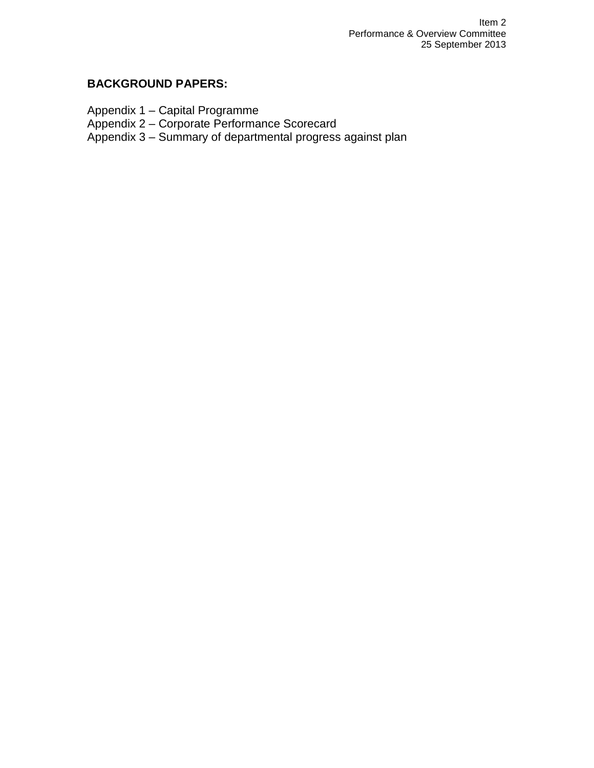**BACKGROUND PAPERS:**

Appendix 1 – Capital Programme
Appendix 2 – Corporate Performance Scorecard
Appendix 3 – Summary of departmental progress against plan